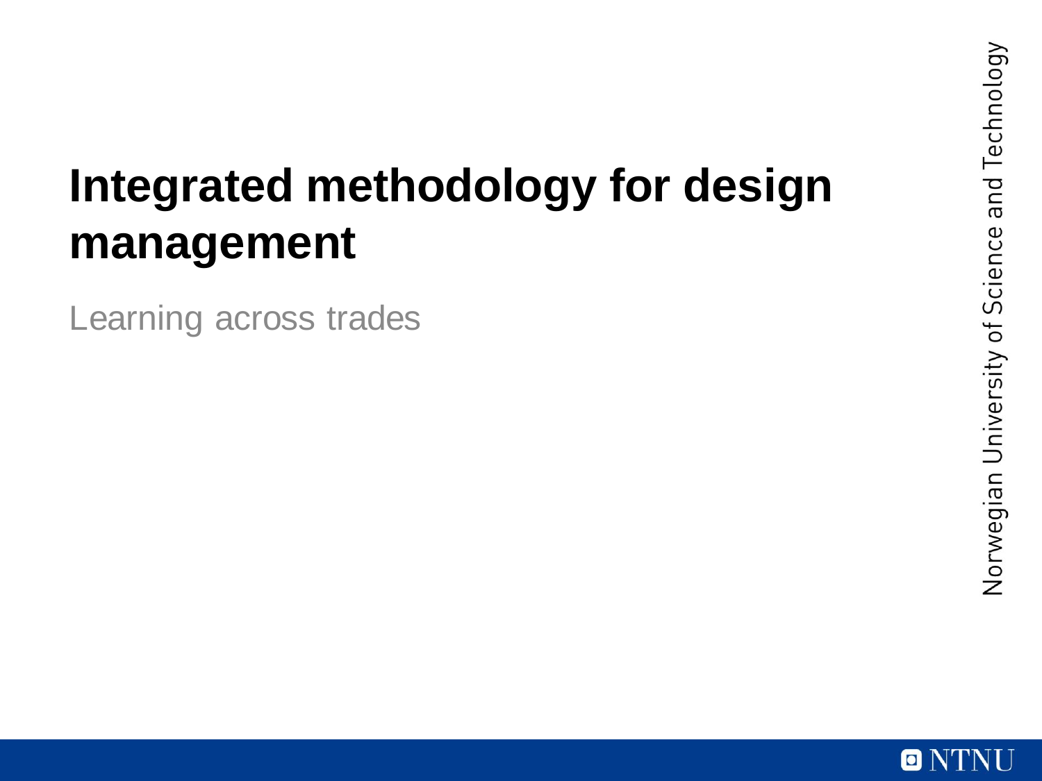# Integrated methodology for design management

Learning across trades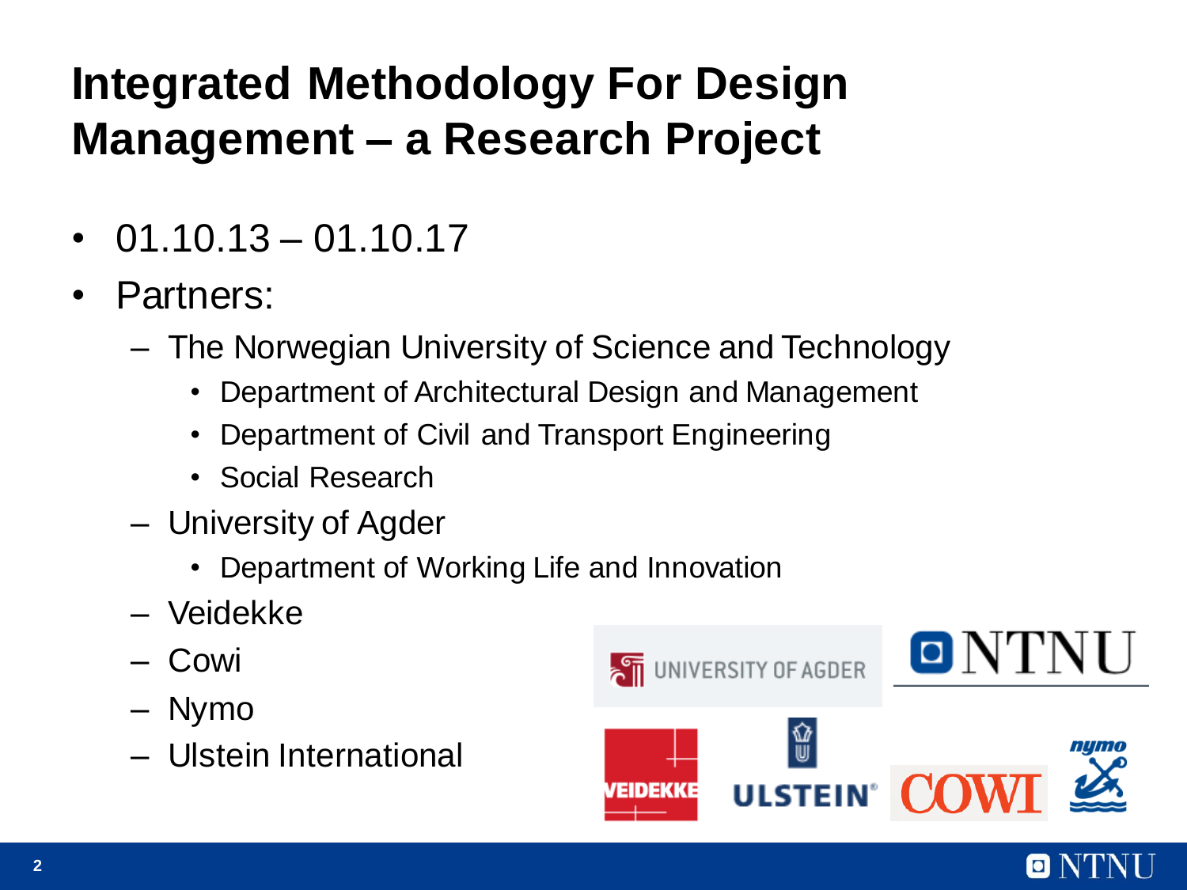# Integrated Methodology For Design Management – a Research Project

- 01.10.13 – 01.10.17
- Partners:
  - The Norwegian University of Science and Technology
    - Department of Architectural Design and Management
    - Department of Civil and Transport Engineering
    - Social Research
  - University of Agder
    - Department of Working Life and Innovation
  - Veidekke
  - Cowi
  - Nymo
  - Ulstein International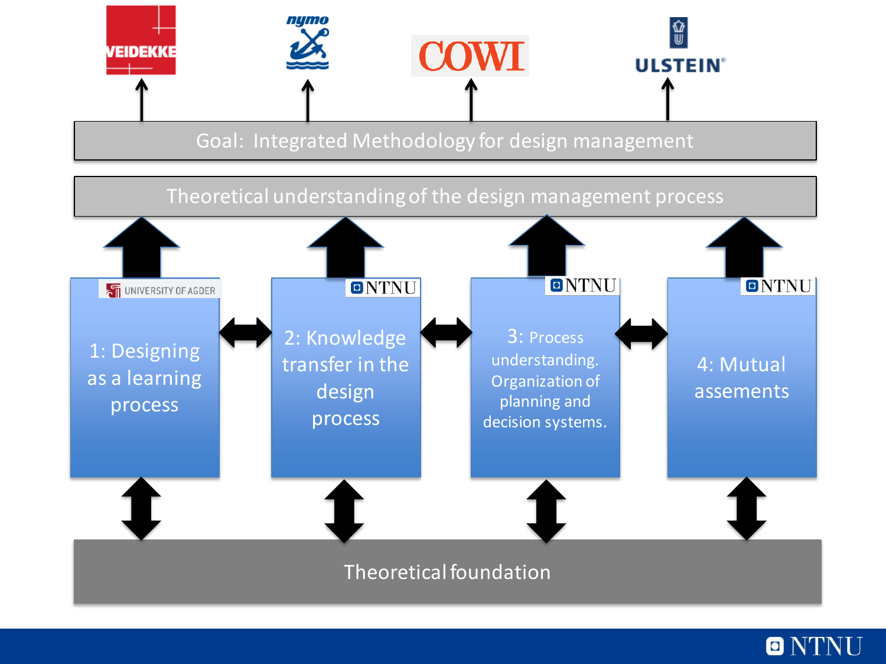VEIDEKKE | nymo | COWI | ULSTEIN

Goal: Integrated Methodology for design management

Theoretical understanding of the design management process

UNIVERSITY OF AGDER — 1: Designing as a learning process

NTNU — 2: Knowledge transfer in the design process

NTNU — 3: Process understanding. Organization of planning and decision systems.

NTNU — 4: Mutual assements

Theoretical foundation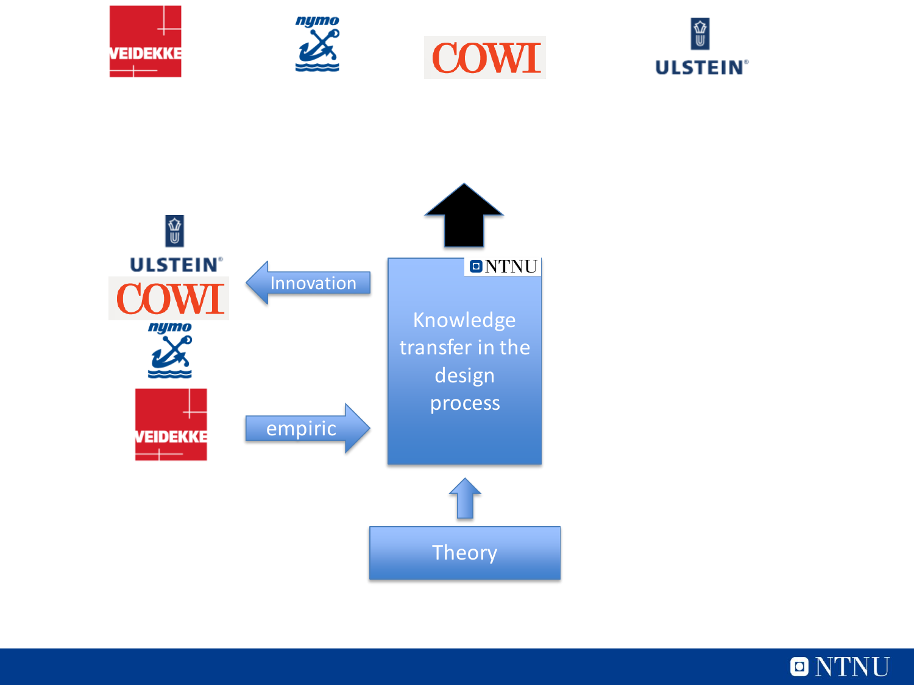VEIDEKKE

nymo

COWI

ULSTEIN

ULSTEIN

COWI

nymo

VEIDEKKE

Innovation

empiric

NTNU

Knowledge transfer in the design process

Theory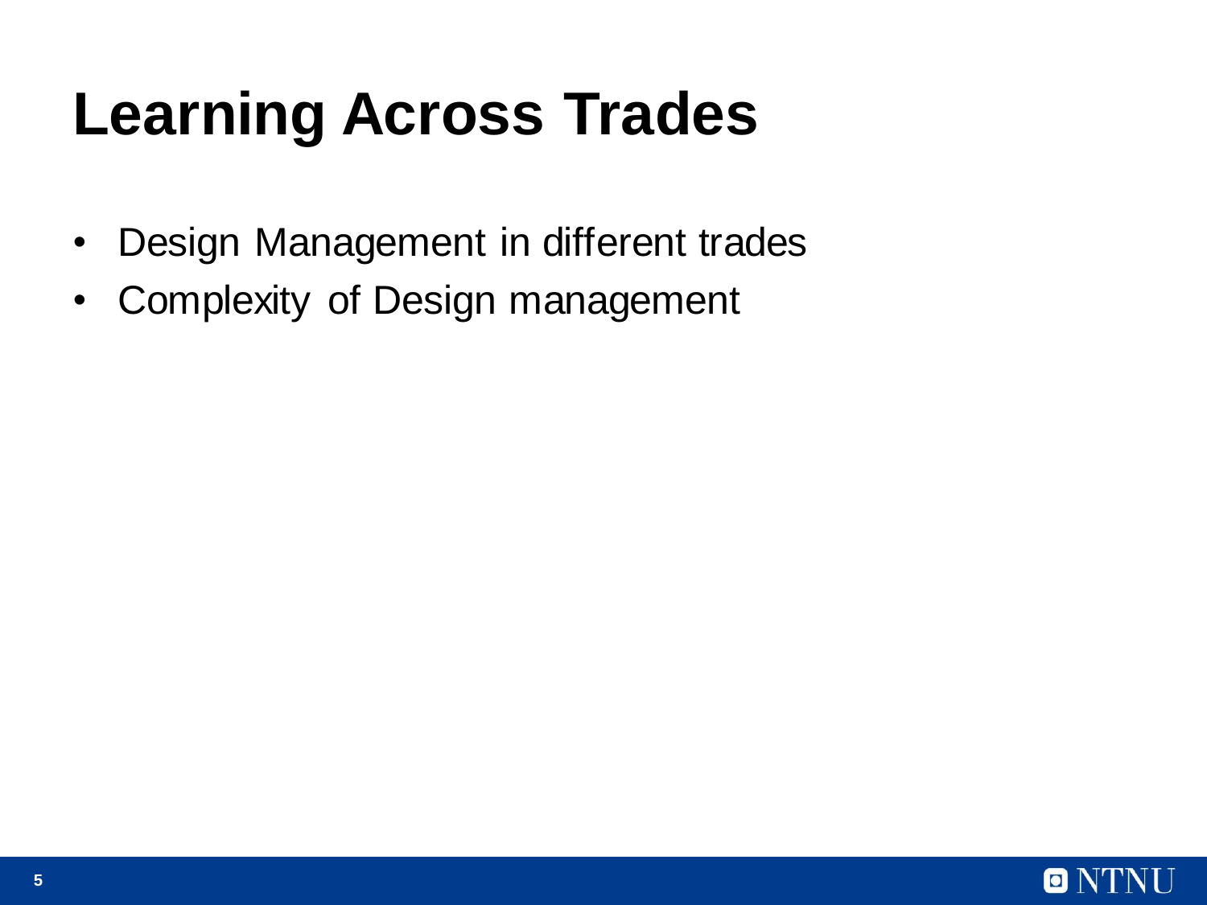# Learning Across Trades

- Design Management in different trades
- Complexity of Design management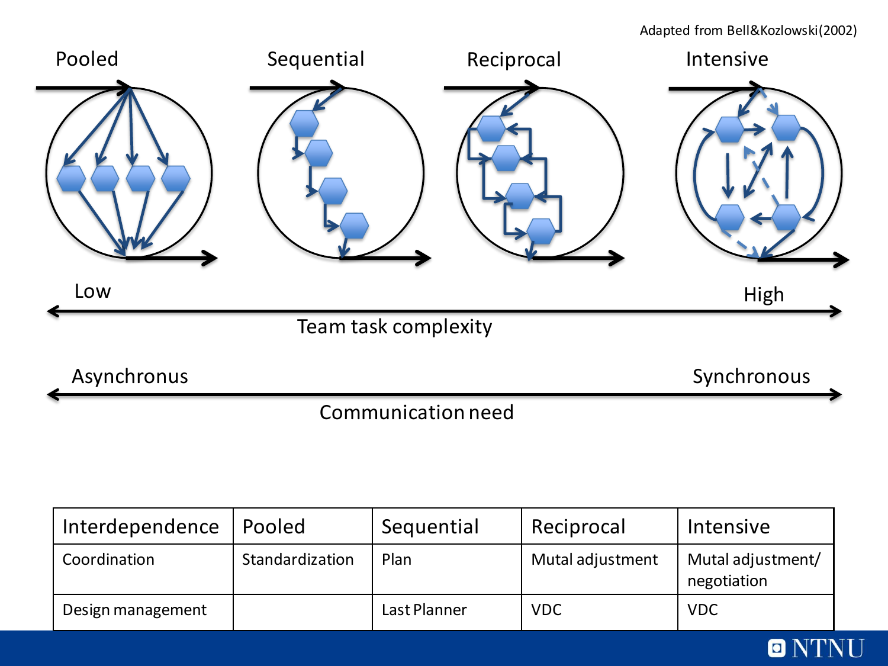Adapted from Bell&Kozlowski(2002)

Pooled | Sequential | Reciprocal | Intensive

Low ← Team task complexity → High

Asynchronus ← Communication need → Synchronous

| Interdependence | Pooled | Sequential | Reciprocal | Intensive |
|---|---|---|---|---|
| Coordination | Standardization | Plan | Mutal adjustment | Mutal adjustment/ negotiation |
| Design management | | Last Planner | VDC | VDC |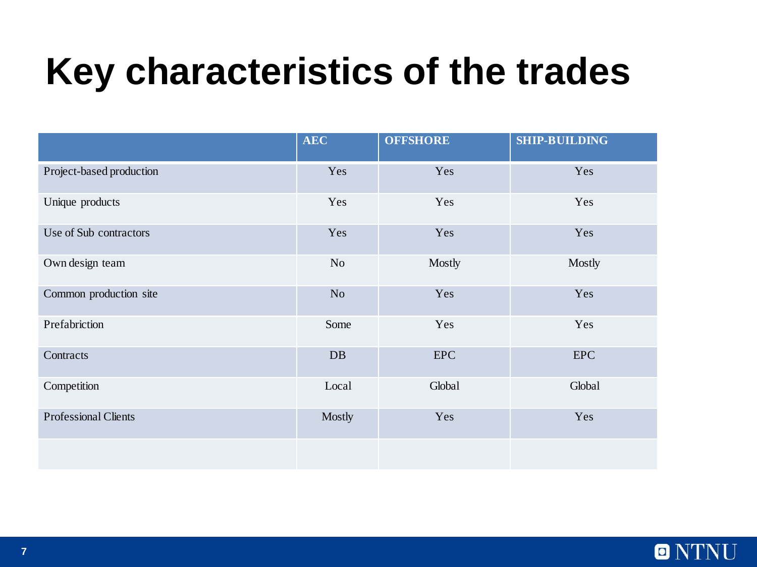# Key characteristics of the trades

| | AEC | OFFSHORE | SHIP-BUILDING |
|---|---|---|---|
| Project-based production | Yes | Yes | Yes |
| Unique products | Yes | Yes | Yes |
| Use of Sub contractors | Yes | Yes | Yes |
| Own design team | No | Mostly | Mostly |
| Common production site | No | Yes | Yes |
| Prefabriction | Some | Yes | Yes |
| Contracts | DB | EPC | EPC |
| Competition | Local | Global | Global |
| Professional Clients | Mostly | Yes | Yes |
| | | | |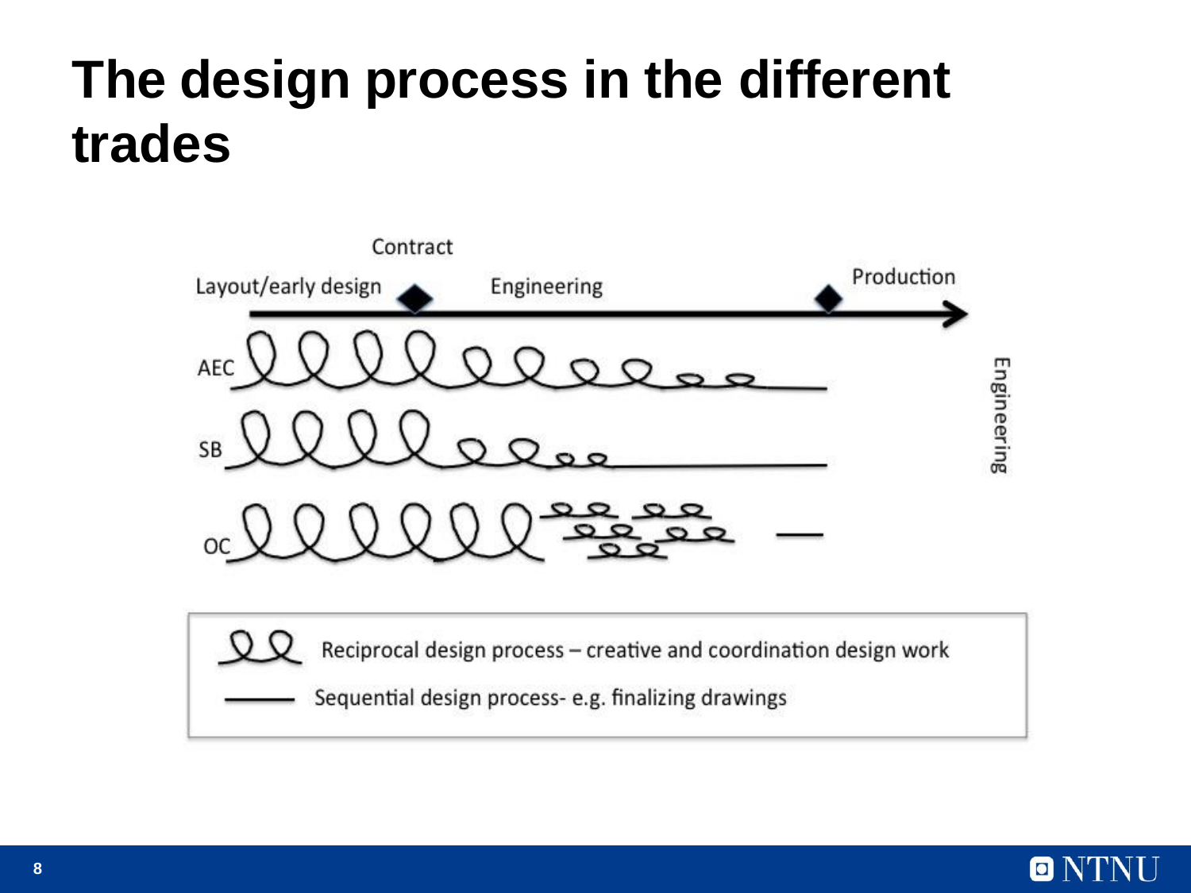# The design process in the different trades

Contract

Layout/early design

Engineering

Production

AEC

SB

OC

Engineering

Reciprocal design process – creative and coordination design work

Sequential design process- e.g. finalizing drawings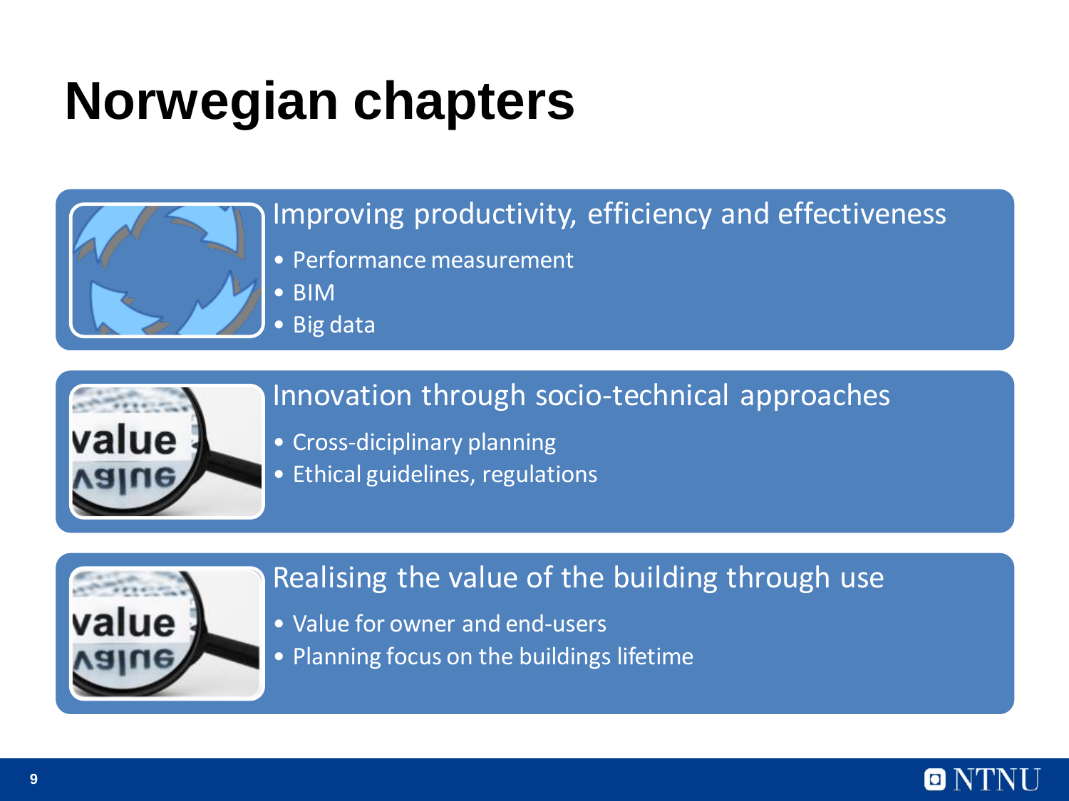# Norwegian chapters

## Improving productivity, efficiency and effectiveness

- Performance measurement
- BIM
- Big data

## Innovation through socio-technical approaches

- Cross-diciplinary planning
- Ethical guidelines, regulations

## Realising the value of the building through use

- Value for owner and end-users
- Planning focus on the buildings lifetime